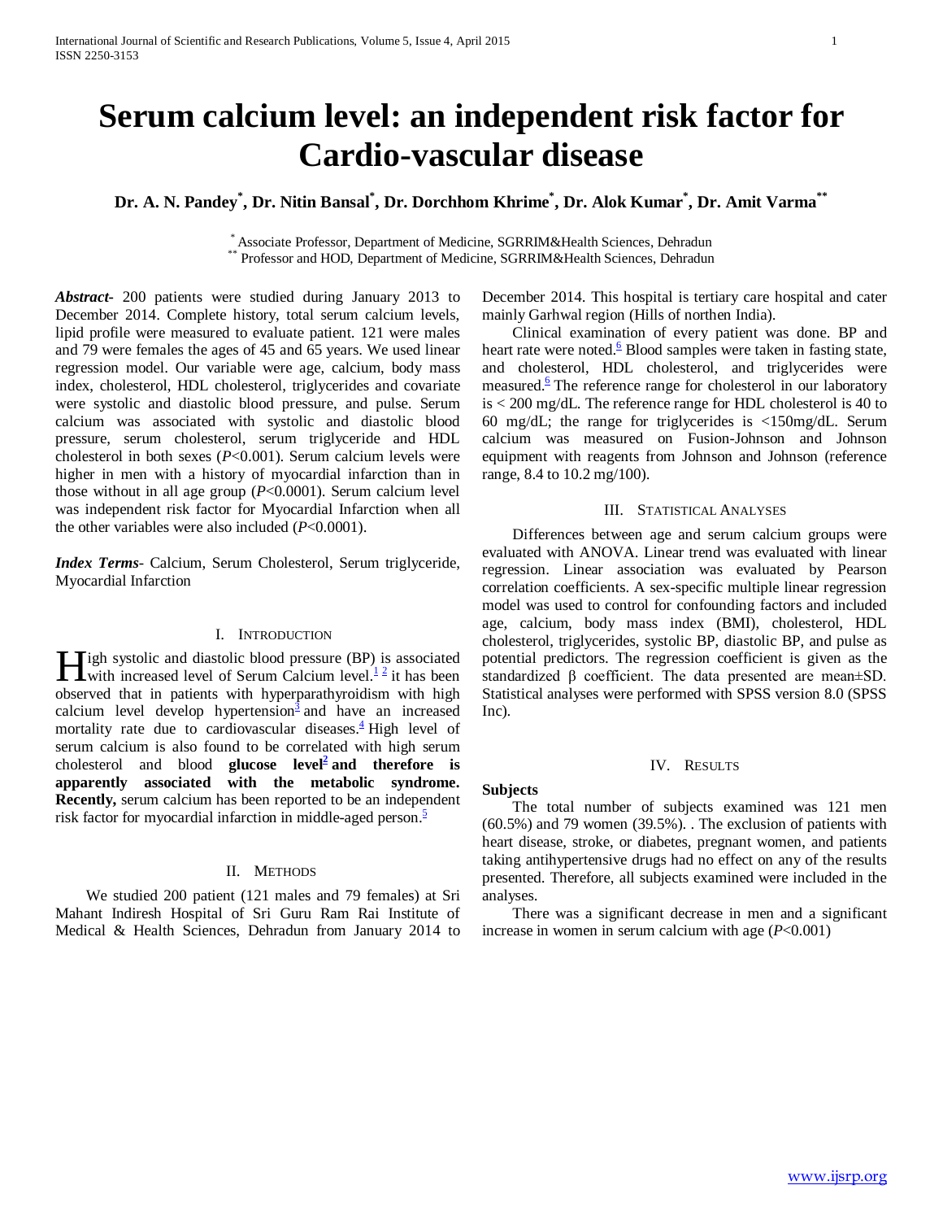# Serum calcium level: an independent risk factor for Cardio-vascular disease

**Dr. A. N. Pandey[*], Dr. Nitin Bansal[*], Dr. Dorchhom Khrime[*], Dr. Alok Kumar[*], Dr. Amit Varma[**]**

[*] Associate Professor, Department of Medicine, SGRRIM&Health Sciences, Dehradun
[**] Professor and HOD, Department of Medicine, SGRRIM&Health Sciences, Dehradun

***Abstract***- 200 patients were studied during January 2013 to December 2014. Complete history, total serum calcium levels, lipid profile were measured to evaluate patient. 121 were males and 79 were females the ages of 45 and 65 years. We used linear regression model. Our variable were age, calcium, body mass index, cholesterol, HDL cholesterol, triglycerides and covariate were systolic and diastolic blood pressure, and pulse. Serum calcium was associated with systolic and diastolic blood pressure, serum cholesterol, serum triglyceride and HDL cholesterol in both sexes (*P*<0.001). Serum calcium levels were higher in men with a history of myocardial infarction than in those without in all age group (*P*<0.0001). Serum calcium level was independent risk factor for Myocardial Infarction when all the other variables were also included (*P*<0.0001).

***Index Terms***- Calcium, Serum Cholesterol, Serum triglyceride, Myocardial Infarction

## I. Introduction

High systolic and diastolic blood pressure (BP) is associated with increased level of Serum Calcium level.[1] [2] it has been observed that in patients with hyperparathyroidism with high calcium level develop hypertension[3] and have an increased mortality rate due to cardiovascular diseases.[4] High level of serum calcium is also found to be correlated with high serum cholesterol and blood **glucose level[2] and therefore is apparently associated with the metabolic syndrome. Recently,** serum calcium has been reported to be an independent risk factor for myocardial infarction in middle-aged person.[5]

## II. Methods

We studied 200 patient (121 males and 79 females) at Sri Mahant Indiresh Hospital of Sri Guru Ram Rai Institute of Medical & Health Sciences, Dehradun from January 2014 to December 2014. This hospital is tertiary care hospital and cater mainly Garhwal region (Hills of northen India).

Clinical examination of every patient was done. BP and heart rate were noted.[6] Blood samples were taken in fasting state, and cholesterol, HDL cholesterol, and triglycerides were measured.[6] The reference range for cholesterol in our laboratory is < 200 mg/dL. The reference range for HDL cholesterol is 40 to 60 mg/dL; the range for triglycerides is <150mg/dL. Serum calcium was measured on Fusion-Johnson and Johnson equipment with reagents from Johnson and Johnson (reference range, 8.4 to 10.2 mg/100).

## III. Statistical Analyses

Differences between age and serum calcium groups were evaluated with ANOVA. Linear trend was evaluated with linear regression. Linear association was evaluated by Pearson correlation coefficients. A sex-specific multiple linear regression model was used to control for confounding factors and included age, calcium, body mass index (BMI), cholesterol, HDL cholesterol, triglycerides, systolic BP, diastolic BP, and pulse as potential predictors. The regression coefficient is given as the standardized β coefficient. The data presented are mean±SD. Statistical analyses were performed with SPSS version 8.0 (SPSS Inc).

## IV. Results

**Subjects**

The total number of subjects examined was 121 men (60.5%) and 79 women (39.5%). . The exclusion of patients with heart disease, stroke, or diabetes, pregnant women, and patients taking antihypertensive drugs had no effect on any of the results presented. Therefore, all subjects examined were included in the analyses.

There was a significant decrease in men and a significant increase in women in serum calcium with age (*P*<0.001)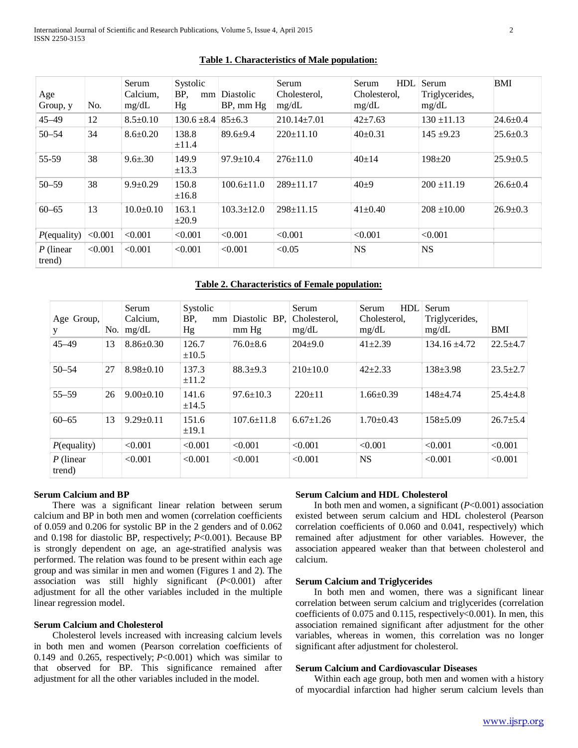**Table 1. Characteristics of Male population:**

| Age Group, y | No. | Serum Calcium, mg/dL | Systolic BP, mm Hg | Diastolic BP, mm Hg | Serum Cholesterol, mg/dL | Serum HDL Cholesterol, mg/dL | Serum Triglycerides, mg/dL | BMI |
|---|---|---|---|---|---|---|---|---|
| 45–49 | 12 | 8.5±0.10 | 130.6 ±8.4 | 85±6.3 | 210.14±7.01 | 42±7.63 | 130 ±11.13 | 24.6±0.4 |
| 50–54 | 34 | 8.6±0.20 | 138.8 ±11.4 | 89.6±9.4 | 220±11.10 | 40±0.31 | 145 ±9.23 | 25.6±0.3 |
| 55-59 | 38 | 9.6±.30 | 149.9 ±13.3 | 97.9±10.4 | 276±11.0 | 40±14 | 198±20 | 25.9±0.5 |
| 50–59 | 38 | 9.9±0.29 | 150.8 ±16.8 | 100.6±11.0 | 289±11.17 | 40±9 | 200 ±11.19 | 26.6±0.4 |
| 60–65 | 13 | 10.0±0.10 | 163.1 ±20.9 | 103.3±12.0 | 298±11.15 | 41±0.40 | 208 ±10.00 | 26.9±0.3 |
| *P*(equality) | <0.001 | <0.001 | <0.001 | <0.001 | <0.001 | <0.001 | <0.001 | |
| *P* (linear trend) | <0.001 | <0.001 | <0.001 | <0.001 | <0.05 | NS | NS | |

**Table 2. Characteristics of Female population:**

| Age Group, y | No. | Serum Calcium, mg/dL | Systolic BP, mm Hg | Diastolic BP, mm Hg | Serum Cholesterol, mg/dL | Serum HDL Cholesterol, mg/dL | Serum Triglycerides, mg/dL | BMI |
|---|---|---|---|---|---|---|---|---|
| 45–49 | 13 | 8.86±0.30 | 126.7 ±10.5 | 76.0±8.6 | 204±9.0 | 41±2.39 | 134.16 ±4.72 | 22.5±4.7 |
| 50–54 | 27 | 8.98±0.10 | 137.3 ±11.2 | 88.3±9.3 | 210±10.0 | 42±2.33 | 138±3.98 | 23.5±2.7 |
| 55–59 | 26 | 9.00±0.10 | 141.6 ±14.5 | 97.6±10.3 | 220±11 | 1.66±0.39 | 148±4.74 | 25.4±4.8 |
| 60–65 | 13 | 9.29±0.11 | 151.6 ±19.1 | 107.6±11.8 | 6.67±1.26 | 1.70±0.43 | 158±5.09 | 26.7±5.4 |
| *P*(equality) | | <0.001 | <0.001 | <0.001 | <0.001 | <0.001 | <0.001 | <0.001 |
| *P* (linear trend) | | <0.001 | <0.001 | <0.001 | <0.001 | NS | <0.001 | <0.001 |

**Serum Calcium and BP**

There was a significant linear relation between serum calcium and BP in both men and women (correlation coefficients of 0.059 and 0.206 for systolic BP in the 2 genders and of 0.062 and 0.198 for diastolic BP, respectively; $P<0.001$). Because BP is strongly dependent on age, an age-stratified analysis was performed. The relation was found to be present within each age group and was similar in men and women (Figures 1 and 2). The association was still highly significant ($P<0.001$) after adjustment for all the other variables included in the multiple linear regression model.

**Serum Calcium and Cholesterol**

Cholesterol levels increased with increasing calcium levels in both men and women (Pearson correlation coefficients of 0.149 and 0.265, respectively; $P<0.001$) which was similar to that observed for BP. This significance remained after adjustment for all the other variables included in the model.

**Serum Calcium and HDL Cholesterol**

In both men and women, a significant ($P<0.001$) association existed between serum calcium and HDL cholesterol (Pearson correlation coefficients of 0.060 and 0.041, respectively) which remained after adjustment for other variables. However, the association appeared weaker than that between cholesterol and calcium.

**Serum Calcium and Triglycerides**

In both men and women, there was a significant linear correlation between serum calcium and triglycerides (correlation coefficients of 0.075 and 0.115, respectively<0.001). In men, this association remained significant after adjustment for the other variables, whereas in women, this correlation was no longer significant after adjustment for cholesterol.

**Serum Calcium and Cardiovascular Diseases**

Within each age group, both men and women with a history of myocardial infarction had higher serum calcium levels than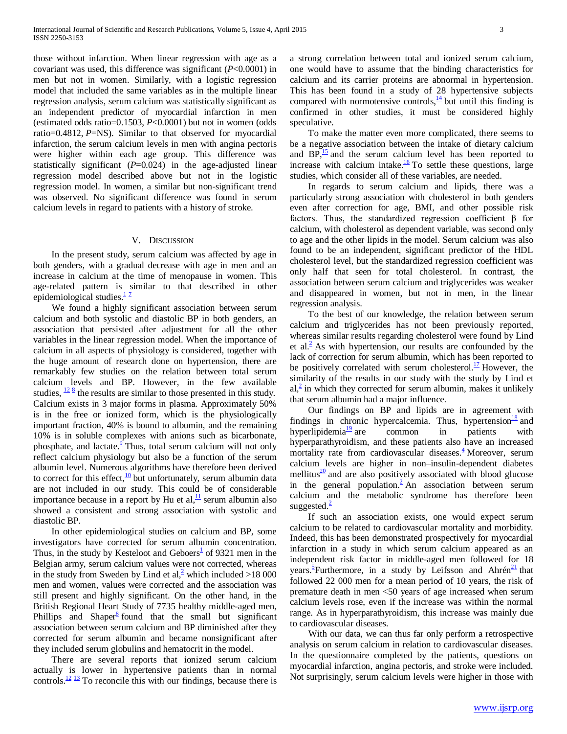those without infarction. When linear regression with age as a covariant was used, this difference was significant (*P*<0.0001) in men but not in women. Similarly, with a logistic regression model that included the same variables as in the multiple linear regression analysis, serum calcium was statistically significant as an independent predictor of myocardial infarction in men (estimated odds ratio=0.1503, *P*<0.0001) but not in women (odds ratio=0.4812, *P*=NS). Similar to that observed for myocardial infarction, the serum calcium levels in men with angina pectoris were higher within each age group. This difference was statistically significant (*P*=0.024) in the age-adjusted linear regression model described above but not in the logistic regression model. In women, a similar but non-significant trend was observed. No significant difference was found in serum calcium levels in regard to patients with a history of stroke.

## V. Discussion

In the present study, serum calcium was affected by age in both genders, with a gradual decrease with age in men and an increase in calcium at the time of menopause in women. This age-related pattern is similar to that described in other epidemiological studies.[1] [7]

We found a highly significant association between serum calcium and both systolic and diastolic BP in both genders, an association that persisted after adjustment for all the other variables in the linear regression model. When the importance of calcium in all aspects of physiology is considered, together with the huge amount of research done on hypertension, there are remarkably few studies on the relation between total serum calcium levels and BP. However, in the few available studies, [12] [8] the results are similar to those presented in this study. Calcium exists in 3 major forms in plasma. Approximately 50% is in the free or ionized form, which is the physiologically important fraction, 40% is bound to albumin, and the remaining 10% is in soluble complexes with anions such as bicarbonate, phosphate, and lactate.[9] Thus, total serum calcium will not only reflect calcium physiology but also be a function of the serum albumin level. Numerous algorithms have therefore been derived to correct for this effect,[10] but unfortunately, serum albumin data are not included in our study. This could be of considerable importance because in a report by Hu et al,[11] serum albumin also showed a consistent and strong association with systolic and diastolic BP.

In other epidemiological studies on calcium and BP, some investigators have corrected for serum albumin concentration. Thus, in the study by Kesteloot and Geboers[1] of 9321 men in the Belgian army, serum calcium values were not corrected, whereas in the study from Sweden by Lind et al,[2] which included >18 000 men and women, values were corrected and the association was still present and highly significant. On the other hand, in the British Regional Heart Study of 7735 healthy middle-aged men, Phillips and Shaper[8] found that the small but significant association between serum calcium and BP diminished after they corrected for serum albumin and became nonsignificant after they included serum globulins and hematocrit in the model.

There are several reports that ionized serum calcium actually is lower in hypertensive patients than in normal controls.[12] [13] To reconcile this with our findings, because there is a strong correlation between total and ionized serum calcium, one would have to assume that the binding characteristics for calcium and its carrier proteins are abnormal in hypertension. This has been found in a study of 28 hypertensive subjects compared with normotensive controls,[14] but until this finding is confirmed in other studies, it must be considered highly speculative.

To make the matter even more complicated, there seems to be a negative association between the intake of dietary calcium and BP,[15] and the serum calcium level has been reported to increase with calcium intake.[16] To settle these questions, large studies, which consider all of these variables, are needed.

In regards to serum calcium and lipids, there was a particularly strong association with cholesterol in both genders even after correction for age, BMI, and other possible risk factors. Thus, the standardized regression coefficient β for calcium, with cholesterol as dependent variable, was second only to age and the other lipids in the model. Serum calcium was also found to be an independent, significant predictor of the HDL cholesterol level, but the standardized regression coefficient was only half that seen for total cholesterol. In contrast, the association between serum calcium and triglycerides was weaker and disappeared in women, but not in men, in the linear regression analysis.

To the best of our knowledge, the relation between serum calcium and triglycerides has not been previously reported, whereas similar results regarding cholesterol were found by Lind et al.[2] As with hypertension, our results are confounded by the lack of correction for serum albumin, which has been reported to be positively correlated with serum cholesterol.[17] However, the similarity of the results in our study with the study by Lind et al,[2] in which they corrected for serum albumin, makes it unlikely that serum albumin had a major influence.

Our findings on BP and lipids are in agreement with findings in chronic hypercalcemia. Thus, hypertension[18] and hyperlipidemia[19] are common in patients with hyperparathyroidism, and these patients also have an increased mortality rate from cardiovascular diseases.[4] Moreover, serum calcium levels are higher in non–insulin-dependent diabetes mellitus[20] and are also positively associated with blood glucose in the general population.[2] An association between serum calcium and the metabolic syndrome has therefore been suggested.[2]

If such an association exists, one would expect serum calcium to be related to cardiovascular mortality and morbidity. Indeed, this has been demonstrated prospectively for myocardial infarction in a study in which serum calcium appeared as an independent risk factor in middle-aged men followed for 18 years.[5] Furthermore, in a study by Leifsson and Ahrén[21] that followed 22 000 men for a mean period of 10 years, the risk of premature death in men <50 years of age increased when serum calcium levels rose, even if the increase was within the normal range. As in hyperparathyroidism, this increase was mainly due to cardiovascular diseases.

With our data, we can thus far only perform a retrospective analysis on serum calcium in relation to cardiovascular diseases. In the questionnaire completed by the patients, questions on myocardial infarction, angina pectoris, and stroke were included. Not surprisingly, serum calcium levels were higher in those with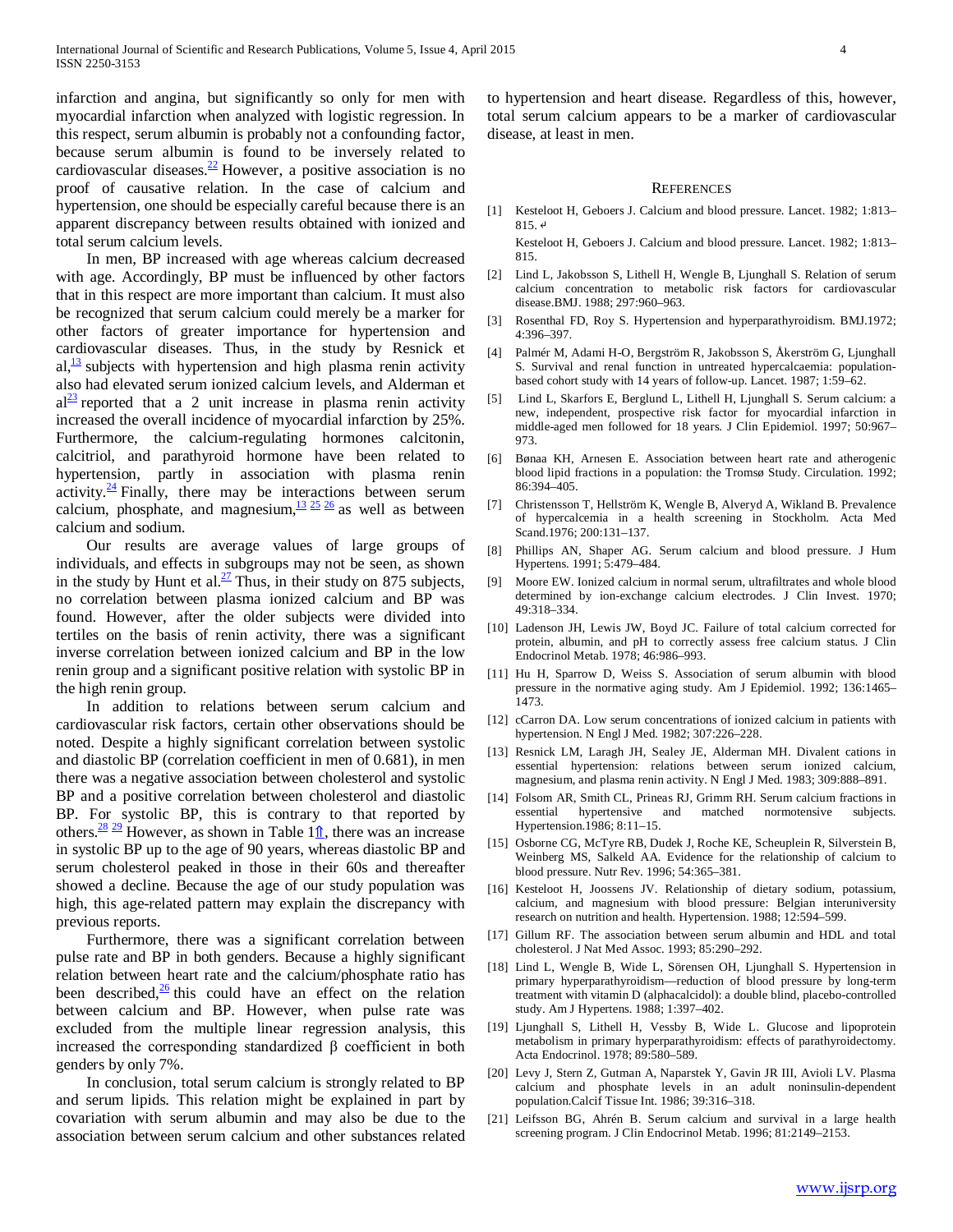infarction and angina, but significantly so only for men with myocardial infarction when analyzed with logistic regression. In this respect, serum albumin is probably not a confounding factor, because serum albumin is found to be inversely related to cardiovascular diseases.[22] However, a positive association is no proof of causative relation. In the case of calcium and hypertension, one should be especially careful because there is an apparent discrepancy between results obtained with ionized and total serum calcium levels.

In men, BP increased with age whereas calcium decreased with age. Accordingly, BP must be influenced by other factors that in this respect are more important than calcium. It must also be recognized that serum calcium could merely be a marker for other factors of greater importance for hypertension and cardiovascular diseases. Thus, in the study by Resnick et al,[13] subjects with hypertension and high plasma renin activity also had elevated serum ionized calcium levels, and Alderman et al[23] reported that a 2 unit increase in plasma renin activity increased the overall incidence of myocardial infarction by 25%. Furthermore, the calcium-regulating hormones calcitonin, calcitriol, and parathyroid hormone have been related to hypertension, partly in association with plasma renin activity.[24] Finally, there may be interactions between serum calcium, phosphate, and magnesium,[13] [25] [26] as well as between calcium and sodium.

Our results are average values of large groups of individuals, and effects in subgroups may not be seen, as shown in the study by Hunt et al.[27] Thus, in their study on 875 subjects, no correlation between plasma ionized calcium and BP was found. However, after the older subjects were divided into tertiles on the basis of renin activity, there was a significant inverse correlation between ionized calcium and BP in the low renin group and a significant positive relation with systolic BP in the high renin group.

In addition to relations between serum calcium and cardiovascular risk factors, certain other observations should be noted. Despite a highly significant correlation between systolic and diastolic BP (correlation coefficient in men of 0.681), in men there was a negative association between cholesterol and systolic BP and a positive correlation between cholesterol and diastolic BP. For systolic BP, this is contrary to that reported by others.[28] [29] However, as shown in Table 1⇑, there was an increase in systolic BP up to the age of 90 years, whereas diastolic BP and serum cholesterol peaked in those in their 60s and thereafter showed a decline. Because the age of our study population was high, this age-related pattern may explain the discrepancy with previous reports.

Furthermore, there was a significant correlation between pulse rate and BP in both genders. Because a highly significant relation between heart rate and the calcium/phosphate ratio has been described,[26] this could have an effect on the relation between calcium and BP. However, when pulse rate was excluded from the multiple linear regression analysis, this increased the corresponding standardized β coefficient in both genders by only 7%.

In conclusion, total serum calcium is strongly related to BP and serum lipids. This relation might be explained in part by covariation with serum albumin and may also be due to the association between serum calcium and other substances related to hypertension and heart disease. Regardless of this, however, total serum calcium appears to be a marker of cardiovascular disease, at least in men.

## References

[1] Kesteloot H, Geboers J. Calcium and blood pressure. Lancet. 1982; 1:813–815. ↵

Kesteloot H, Geboers J. Calcium and blood pressure. Lancet. 1982; 1:813–815.

[2] Lind L, Jakobsson S, Lithell H, Wengle B, Ljunghall S. Relation of serum calcium concentration to metabolic risk factors for cardiovascular disease.BMJ. 1988; 297:960–963.

[3] Rosenthal FD, Roy S. Hypertension and hyperparathyroidism. BMJ.1972; 4:396–397.

[4] Palmér M, Adami H-O, Bergström R, Jakobsson S, Åkerström G, Ljunghall S. Survival and renal function in untreated hypercalcaemia: population-based cohort study with 14 years of follow-up. Lancet. 1987; 1:59–62.

[5] Lind L, Skarfors E, Berglund L, Lithell H, Ljunghall S. Serum calcium: a new, independent, prospective risk factor for myocardial infarction in middle-aged men followed for 18 years. J Clin Epidemiol. 1997; 50:967–973.

[6] Bønaa KH, Arnesen E. Association between heart rate and atherogenic blood lipid fractions in a population: the Tromsø Study. Circulation. 1992; 86:394–405.

[7] Christensson T, Hellström K, Wengle B, Alveryd A, Wikland B. Prevalence of hypercalcemia in a health screening in Stockholm. Acta Med Scand.1976; 200:131–137.

[8] Phillips AN, Shaper AG. Serum calcium and blood pressure. J Hum Hypertens. 1991; 5:479–484.

[9] Moore EW. Ionized calcium in normal serum, ultrafiltrates and whole blood determined by ion-exchange calcium electrodes. J Clin Invest. 1970; 49:318–334.

[10] Ladenson JH, Lewis JW, Boyd JC. Failure of total calcium corrected for protein, albumin, and pH to correctly assess free calcium status. J Clin Endocrinol Metab. 1978; 46:986–993.

[11] Hu H, Sparrow D, Weiss S. Association of serum albumin with blood pressure in the normative aging study. Am J Epidemiol. 1992; 136:1465–1473.

[12] cCarron DA. Low serum concentrations of ionized calcium in patients with hypertension. N Engl J Med. 1982; 307:226–228.

[13] Resnick LM, Laragh JH, Sealey JE, Alderman MH. Divalent cations in essential hypertension: relations between serum ionized calcium, magnesium, and plasma renin activity. N Engl J Med. 1983; 309:888–891.

[14] Folsom AR, Smith CL, Prineas RJ, Grimm RH. Serum calcium fractions in essential hypertensive and matched normotensive subjects. Hypertension.1986; 8:11–15.

[15] Osborne CG, McTyre RB, Dudek J, Roche KE, Scheuplein R, Silverstein B, Weinberg MS, Salkeld AA. Evidence for the relationship of calcium to blood pressure. Nutr Rev. 1996; 54:365–381.

[16] Kesteloot H, Joossens JV. Relationship of dietary sodium, potassium, calcium, and magnesium with blood pressure: Belgian interuniversity research on nutrition and health. Hypertension. 1988; 12:594–599.

[17] Gillum RF. The association between serum albumin and HDL and total cholesterol. J Nat Med Assoc. 1993; 85:290–292.

[18] Lind L, Wengle B, Wide L, Sörensen OH, Ljunghall S. Hypertension in primary hyperparathyroidism—reduction of blood pressure by long-term treatment with vitamin D (alphacalcidol): a double blind, placebo-controlled study. Am J Hypertens. 1988; 1:397–402.

[19] Ljunghall S, Lithell H, Vessby B, Wide L. Glucose and lipoprotein metabolism in primary hyperparathyroidism: effects of parathyroidectomy. Acta Endocrinol. 1978; 89:580–589.

[20] Levy J, Stern Z, Gutman A, Naparstek Y, Gavin JR III, Avioli LV. Plasma calcium and phosphate levels in an adult noninsulin-dependent population.Calcif Tissue Int. 1986; 39:316–318.

[21] Leifsson BG, Ahrén B. Serum calcium and survival in a large health screening program. J Clin Endocrinol Metab. 1996; 81:2149–2153.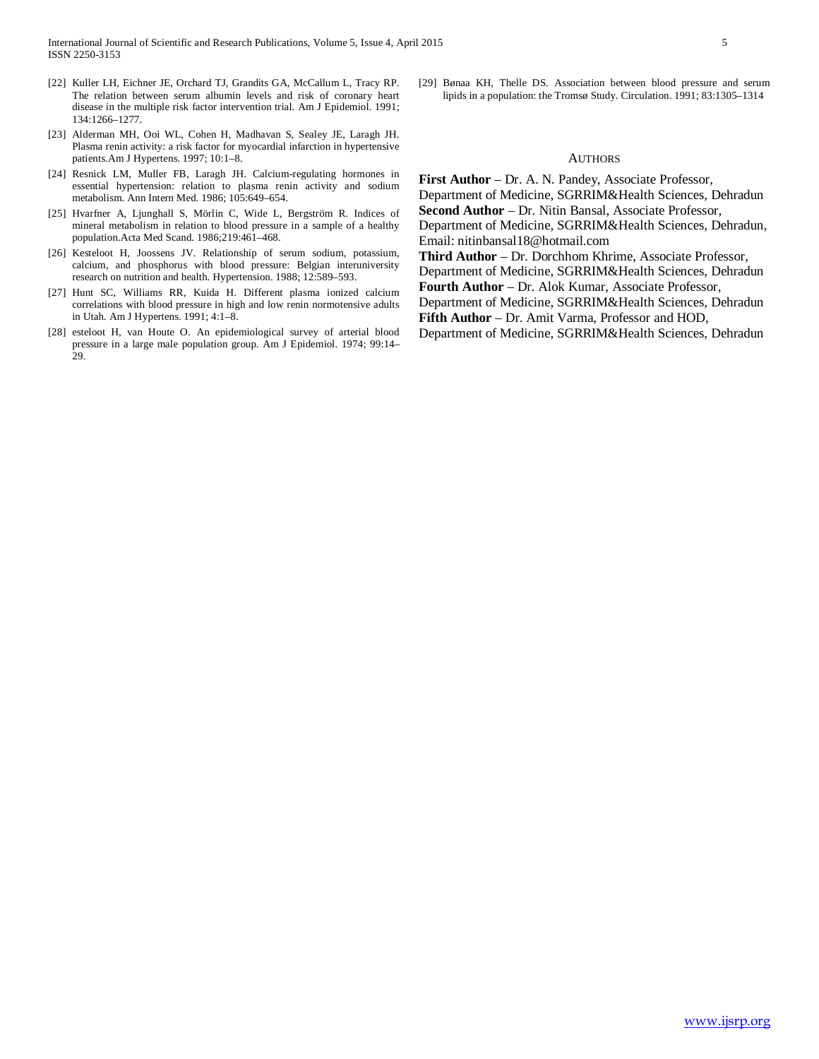[22] Kuller LH, Eichner JE, Orchard TJ, Grandits GA, McCallum L, Tracy RP. The relation between serum albumin levels and risk of coronary heart disease in the multiple risk factor intervention trial. Am J Epidemiol. 1991; 134:1266–1277.

[23] Alderman MH, Ooi WL, Cohen H, Madhavan S, Sealey JE, Laragh JH. Plasma renin activity: a risk factor for myocardial infarction in hypertensive patients.Am J Hypertens. 1997; 10:1–8.

[24] Resnick LM, Muller FB, Laragh JH. Calcium-regulating hormones in essential hypertension: relation to plasma renin activity and sodium metabolism. Ann Intern Med. 1986; 105:649–654.

[25] Hvarfner A, Ljunghall S, Mörlin C, Wide L, Bergström R. Indices of mineral metabolism in relation to blood pressure in a sample of a healthy population.Acta Med Scand. 1986;219:461–468.

[26] Kesteloot H, Joossens JV. Relationship of serum sodium, potassium, calcium, and phosphorus with blood pressure: Belgian interuniversity research on nutrition and health. Hypertension. 1988; 12:589–593.

[27] Hunt SC, Williams RR, Kuida H. Different plasma ionized calcium correlations with blood pressure in high and low renin normotensive adults in Utah. Am J Hypertens. 1991; 4:1–8.

[28] esteloot H, van Houte O. An epidemiological survey of arterial blood pressure in a large male population group. Am J Epidemiol. 1974; 99:14–29.

[29] Bønaa KH, Thelle DS. Association between blood pressure and serum lipids in a population: the Tromsø Study. Circulation. 1991; 83:1305–1314

## AUTHORS

**First Author** – Dr. A. N. Pandey, Associate Professor, Department of Medicine, SGRRIM&Health Sciences, Dehradun

**Second Author** – Dr. Nitin Bansal, Associate Professor, Department of Medicine, SGRRIM&Health Sciences, Dehradun, Email: nitinbansal18@hotmail.com

**Third Author** – Dr. Dorchhom Khrime, Associate Professor, Department of Medicine, SGRRIM&Health Sciences, Dehradun

**Fourth Author** – Dr. Alok Kumar, Associate Professor, Department of Medicine, SGRRIM&Health Sciences, Dehradun

**Fifth Author** – Dr. Amit Varma, Professor and HOD, Department of Medicine, SGRRIM&Health Sciences, Dehradun